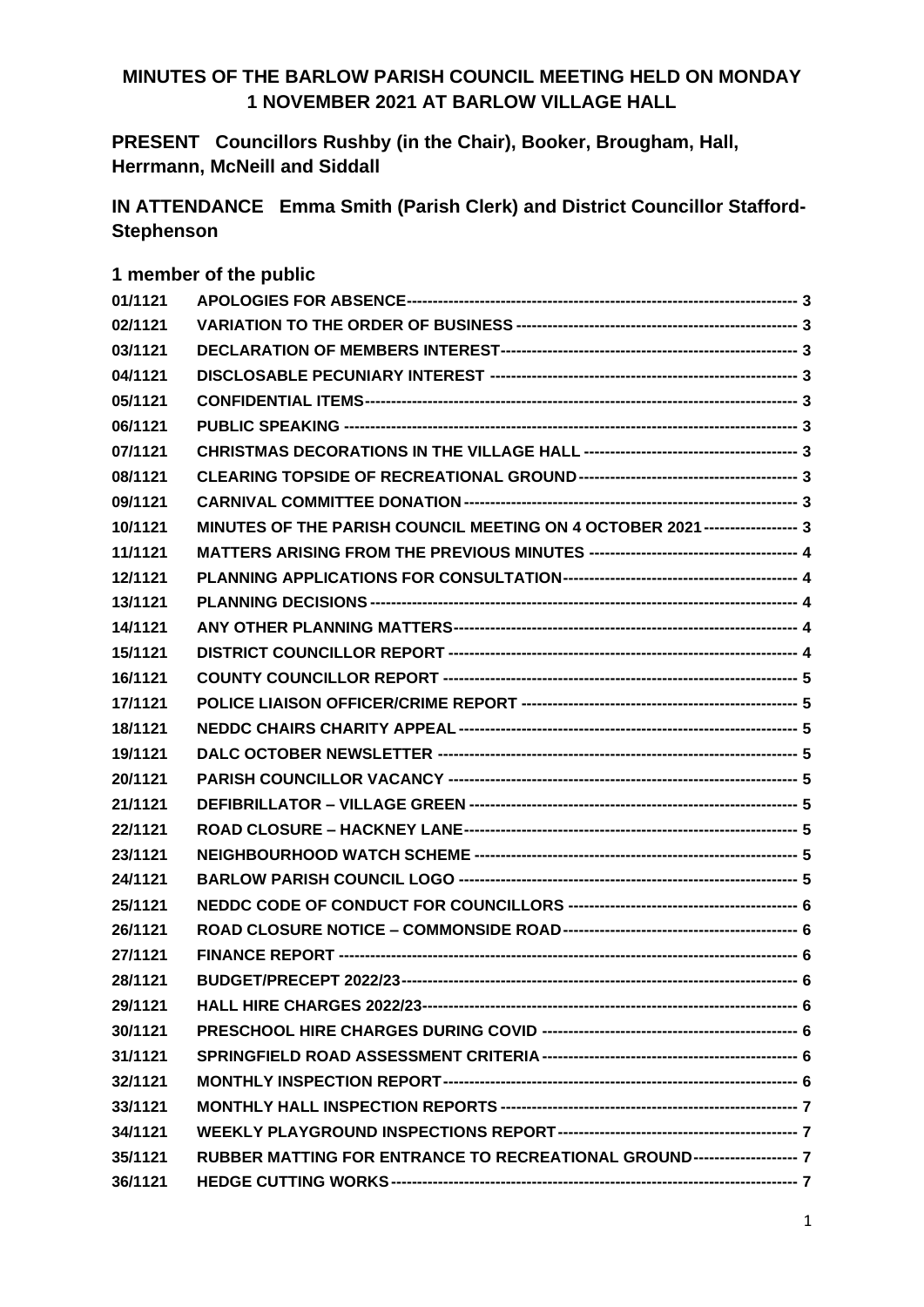# MINUTES OF THE BARLOW PARISH COUNCIL MEETING HELD ON MONDAY 1 NOVEMBER 2021 AT BARLOW VILLAGE HALL

**PRESENT** Councillors Rushby (in the Chair), Booker, Brougham, Hall, Herrmann, McNeill and Siddall

**IN ATTENDANCE** Emma Smith (Parish Clerk) and District Councillor Stafford-Stephenson

**1 member of the public**

| | | |
|---|---|---|
| 01/1121 | APOLOGIES FOR ABSENCE | 3 |
| 02/1121 | VARIATION TO THE ORDER OF BUSINESS | 3 |
| 03/1121 | DECLARATION OF MEMBERS INTEREST | 3 |
| 04/1121 | DISCLOSABLE PECUNIARY INTEREST | 3 |
| 05/1121 | CONFIDENTIAL ITEMS | 3 |
| 06/1121 | PUBLIC SPEAKING | 3 |
| 07/1121 | CHRISTMAS DECORATIONS IN THE VILLAGE HALL | 3 |
| 08/1121 | CLEARING TOPSIDE OF RECREATIONAL GROUND | 3 |
| 09/1121 | CARNIVAL COMMITTEE DONATION | 3 |
| 10/1121 | MINUTES OF THE PARISH COUNCIL MEETING ON 4 OCTOBER 2021 | 3 |
| 11/1121 | MATTERS ARISING FROM THE PREVIOUS MINUTES | 4 |
| 12/1121 | PLANNING APPLICATIONS FOR CONSULTATION | 4 |
| 13/1121 | PLANNING DECISIONS | 4 |
| 14/1121 | ANY OTHER PLANNING MATTERS | 4 |
| 15/1121 | DISTRICT COUNCILLOR REPORT | 4 |
| 16/1121 | COUNTY COUNCILLOR REPORT | 5 |
| 17/1121 | POLICE LIAISON OFFICER/CRIME REPORT | 5 |
| 18/1121 | NEDDC CHAIRS CHARITY APPEAL | 5 |
| 19/1121 | DALC OCTOBER NEWSLETTER | 5 |
| 20/1121 | PARISH COUNCILLOR VACANCY | 5 |
| 21/1121 | DEFIBRILLATOR – VILLAGE GREEN | 5 |
| 22/1121 | ROAD CLOSURE – HACKNEY LANE | 5 |
| 23/1121 | NEIGHBOURHOOD WATCH SCHEME | 5 |
| 24/1121 | BARLOW PARISH COUNCIL LOGO | 5 |
| 25/1121 | NEDDC CODE OF CONDUCT FOR COUNCILLORS | 6 |
| 26/1121 | ROAD CLOSURE NOTICE – COMMONSIDE ROAD | 6 |
| 27/1121 | FINANCE REPORT | 6 |
| 28/1121 | BUDGET/PRECEPT 2022/23 | 6 |
| 29/1121 | HALL HIRE CHARGES 2022/23 | 6 |
| 30/1121 | PRESCHOOL HIRE CHARGES DURING COVID | 6 |
| 31/1121 | SPRINGFIELD ROAD ASSESSMENT CRITERIA | 6 |
| 32/1121 | MONTHLY INSPECTION REPORT | 6 |
| 33/1121 | MONTHLY HALL INSPECTION REPORTS | 7 |
| 34/1121 | WEEKLY PLAYGROUND INSPECTIONS REPORT | 7 |
| 35/1121 | RUBBER MATTING FOR ENTRANCE TO RECREATIONAL GROUND | 7 |
| 36/1121 | HEDGE CUTTING WORKS | 7 |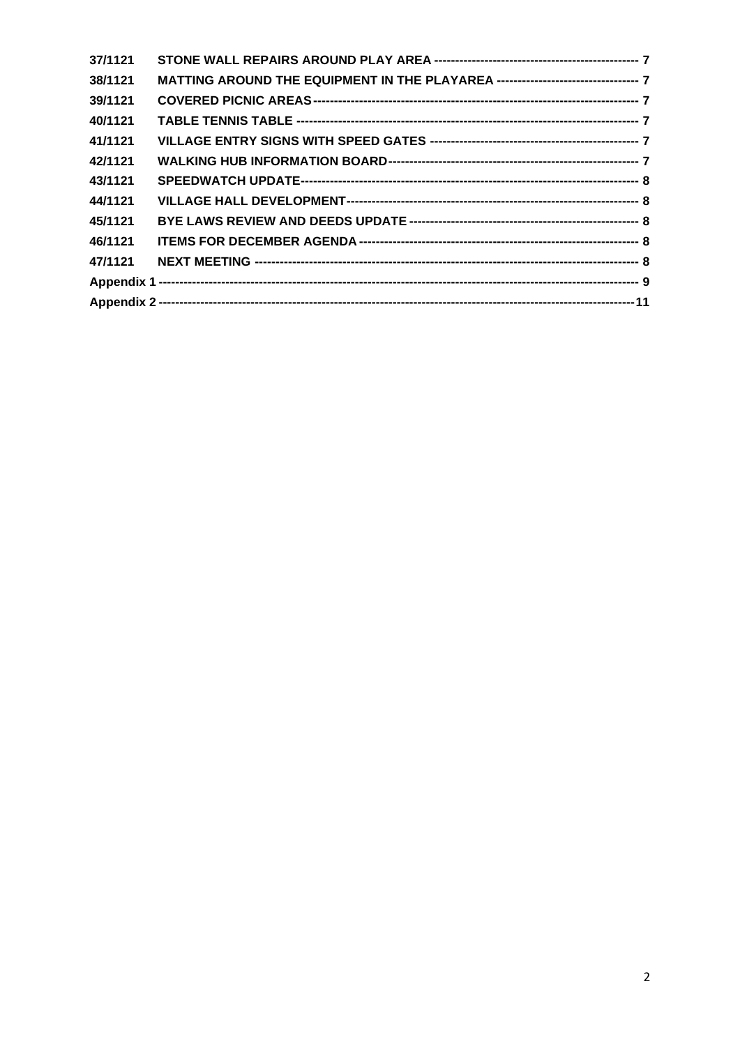| | | |
|---|---|---|
| 37/1121 | STONE WALL REPAIRS AROUND PLAY AREA | 7 |
| 38/1121 | MATTING AROUND THE EQUIPMENT IN THE PLAYAREA | 7 |
| 39/1121 | COVERED PICNIC AREAS | 7 |
| 40/1121 | TABLE TENNIS TABLE | 7 |
| 41/1121 | VILLAGE ENTRY SIGNS WITH SPEED GATES | 7 |
| 42/1121 | WALKING HUB INFORMATION BOARD | 7 |
| 43/1121 | SPEEDWATCH UPDATE | 8 |
| 44/1121 | VILLAGE HALL DEVELOPMENT | 8 |
| 45/1121 | BYE LAWS REVIEW AND DEEDS UPDATE | 8 |
| 46/1121 | ITEMS FOR DECEMBER AGENDA | 8 |
| 47/1121 | NEXT MEETING | 8 |
| Appendix 1 | | 9 |
| Appendix 2 | | 11 |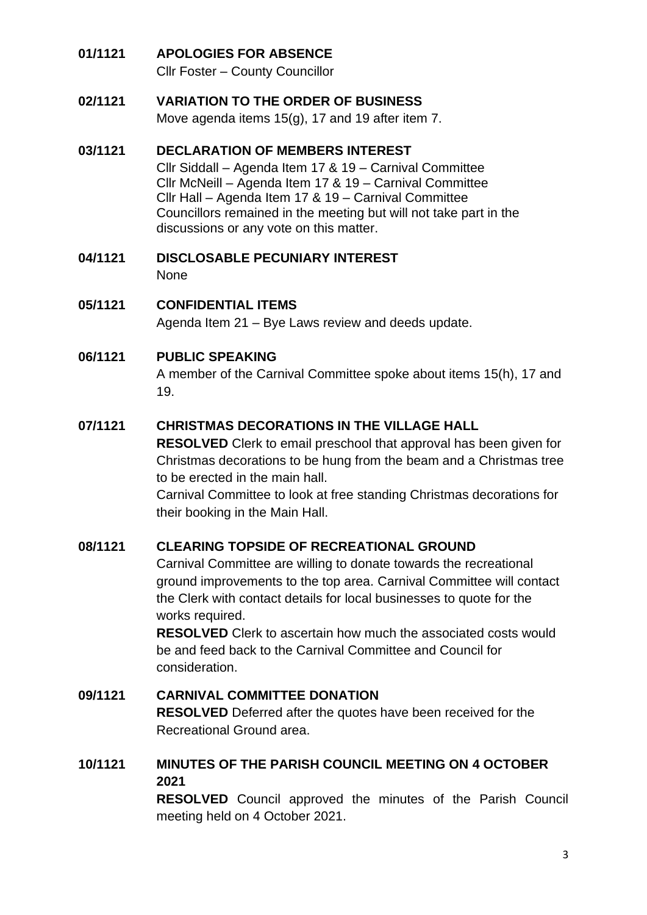**01/1121 APOLOGIES FOR ABSENCE**

Cllr Foster – County Councillor

**02/1121 VARIATION TO THE ORDER OF BUSINESS**

Move agenda items 15(g), 17 and 19 after item 7.

**03/1121 DECLARATION OF MEMBERS INTEREST**

Cllr Siddall – Agenda Item 17 & 19 – Carnival Committee
Cllr McNeill – Agenda Item 17 & 19 – Carnival Committee
Cllr Hall – Agenda Item 17 & 19 – Carnival Committee
Councillors remained in the meeting but will not take part in the discussions or any vote on this matter.

**04/1121 DISCLOSABLE PECUNIARY INTEREST**

None

**05/1121 CONFIDENTIAL ITEMS**

Agenda Item 21 – Bye Laws review and deeds update.

**06/1121 PUBLIC SPEAKING**

A member of the Carnival Committee spoke about items 15(h), 17 and 19.

**07/1121 CHRISTMAS DECORATIONS IN THE VILLAGE HALL**

**RESOLVED** Clerk to email preschool that approval has been given for Christmas decorations to be hung from the beam and a Christmas tree to be erected in the main hall.
Carnival Committee to look at free standing Christmas decorations for their booking in the Main Hall.

**08/1121 CLEARING TOPSIDE OF RECREATIONAL GROUND**

Carnival Committee are willing to donate towards the recreational ground improvements to the top area. Carnival Committee will contact the Clerk with contact details for local businesses to quote for the works required.
**RESOLVED** Clerk to ascertain how much the associated costs would be and feed back to the Carnival Committee and Council for consideration.

**09/1121 CARNIVAL COMMITTEE DONATION**

**RESOLVED** Deferred after the quotes have been received for the Recreational Ground area.

**10/1121 MINUTES OF THE PARISH COUNCIL MEETING ON 4 OCTOBER 2021**

**RESOLVED** Council approved the minutes of the Parish Council meeting held on 4 October 2021.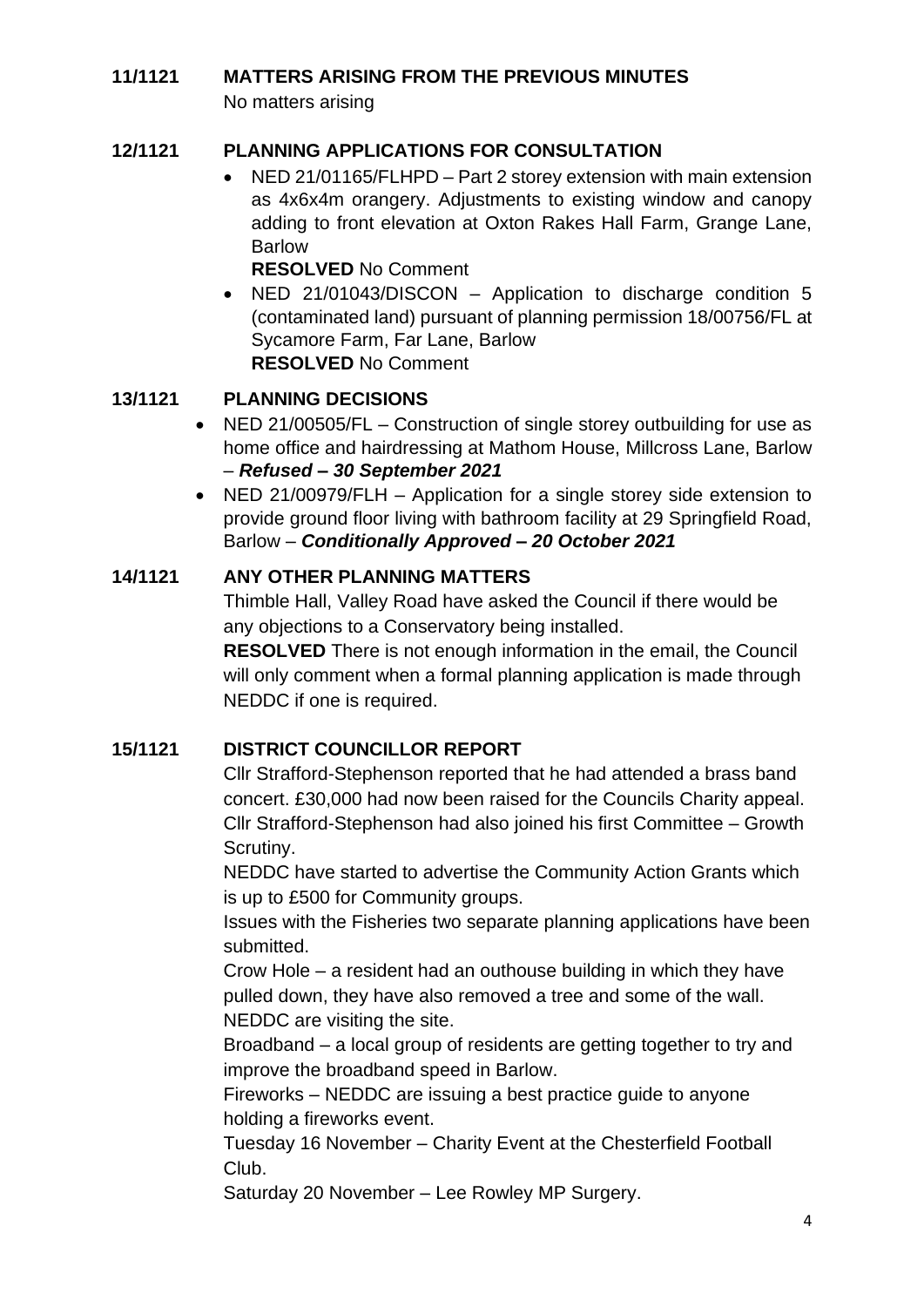**11/1121 MATTERS ARISING FROM THE PREVIOUS MINUTES**

No matters arising

**12/1121 PLANNING APPLICATIONS FOR CONSULTATION**

- NED 21/01165/FLHPD – Part 2 storey extension with main extension as 4x6x4m orangery. Adjustments to existing window and canopy adding to front elevation at Oxton Rakes Hall Farm, Grange Lane, Barlow
  **RESOLVED** No Comment
- NED 21/01043/DISCON – Application to discharge condition 5 (contaminated land) pursuant of planning permission 18/00756/FL at Sycamore Farm, Far Lane, Barlow
  **RESOLVED** No Comment

**13/1121 PLANNING DECISIONS**

- NED 21/00505/FL – Construction of single storey outbuilding for use as home office and hairdressing at Mathom House, Millcross Lane, Barlow – ***Refused – 30 September 2021***
- NED 21/00979/FLH – Application for a single storey side extension to provide ground floor living with bathroom facility at 29 Springfield Road, Barlow – ***Conditionally Approved – 20 October 2021***

**14/1121 ANY OTHER PLANNING MATTERS**

Thimble Hall, Valley Road have asked the Council if there would be any objections to a Conservatory being installed.

**RESOLVED** There is not enough information in the email, the Council will only comment when a formal planning application is made through NEDDC if one is required.

**15/1121 DISTRICT COUNCILLOR REPORT**

Cllr Strafford-Stephenson reported that he had attended a brass band concert. £30,000 had now been raised for the Councils Charity appeal. Cllr Strafford-Stephenson had also joined his first Committee – Growth Scrutiny.

NEDDC have started to advertise the Community Action Grants which is up to £500 for Community groups.

Issues with the Fisheries two separate planning applications have been submitted.

Crow Hole – a resident had an outhouse building in which they have pulled down, they have also removed a tree and some of the wall. NEDDC are visiting the site.

Broadband – a local group of residents are getting together to try and improve the broadband speed in Barlow.

Fireworks – NEDDC are issuing a best practice guide to anyone holding a fireworks event.

Tuesday 16 November – Charity Event at the Chesterfield Football Club.

Saturday 20 November – Lee Rowley MP Surgery.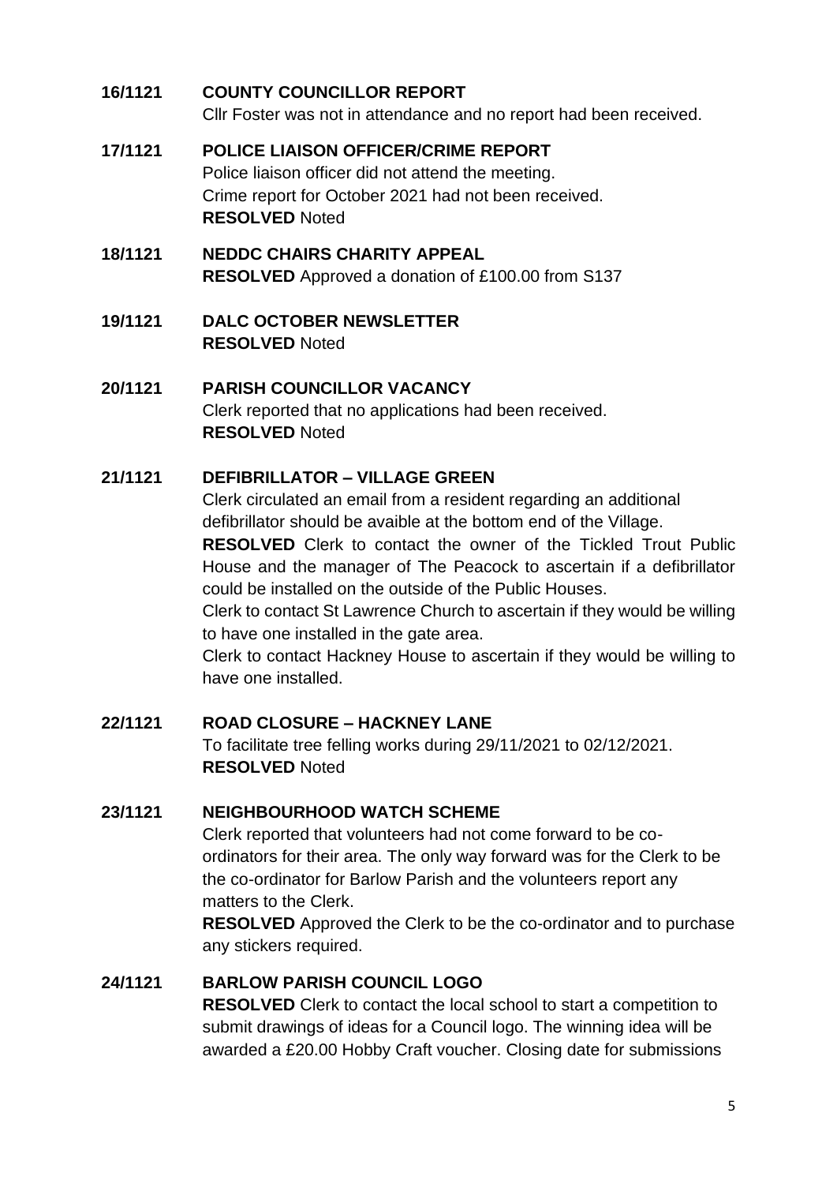**16/1121 COUNTY COUNCILLOR REPORT**

Cllr Foster was not in attendance and no report had been received.

**17/1121 POLICE LIAISON OFFICER/CRIME REPORT**

Police liaison officer did not attend the meeting.
Crime report for October 2021 had not been received.
**RESOLVED** Noted

**18/1121 NEDDC CHAIRS CHARITY APPEAL**

**RESOLVED** Approved a donation of £100.00 from S137

**19/1121 DALC OCTOBER NEWSLETTER**

**RESOLVED** Noted

**20/1121 PARISH COUNCILLOR VACANCY**

Clerk reported that no applications had been received.
**RESOLVED** Noted

**21/1121 DEFIBRILLATOR – VILLAGE GREEN**

Clerk circulated an email from a resident regarding an additional defibrillator should be avaible at the bottom end of the Village.
**RESOLVED** Clerk to contact the owner of the Tickled Trout Public House and the manager of The Peacock to ascertain if a defibrillator could be installed on the outside of the Public Houses.
Clerk to contact St Lawrence Church to ascertain if they would be willing to have one installed in the gate area.
Clerk to contact Hackney House to ascertain if they would be willing to have one installed.

**22/1121 ROAD CLOSURE – HACKNEY LANE**

To facilitate tree felling works during 29/11/2021 to 02/12/2021.
**RESOLVED** Noted

**23/1121 NEIGHBOURHOOD WATCH SCHEME**

Clerk reported that volunteers had not come forward to be co-ordinators for their area. The only way forward was for the Clerk to be the co-ordinator for Barlow Parish and the volunteers report any matters to the Clerk.
**RESOLVED** Approved the Clerk to be the co-ordinator and to purchase any stickers required.

**24/1121 BARLOW PARISH COUNCIL LOGO**

**RESOLVED** Clerk to contact the local school to start a competition to submit drawings of ideas for a Council logo. The winning idea will be awarded a £20.00 Hobby Craft voucher. Closing date for submissions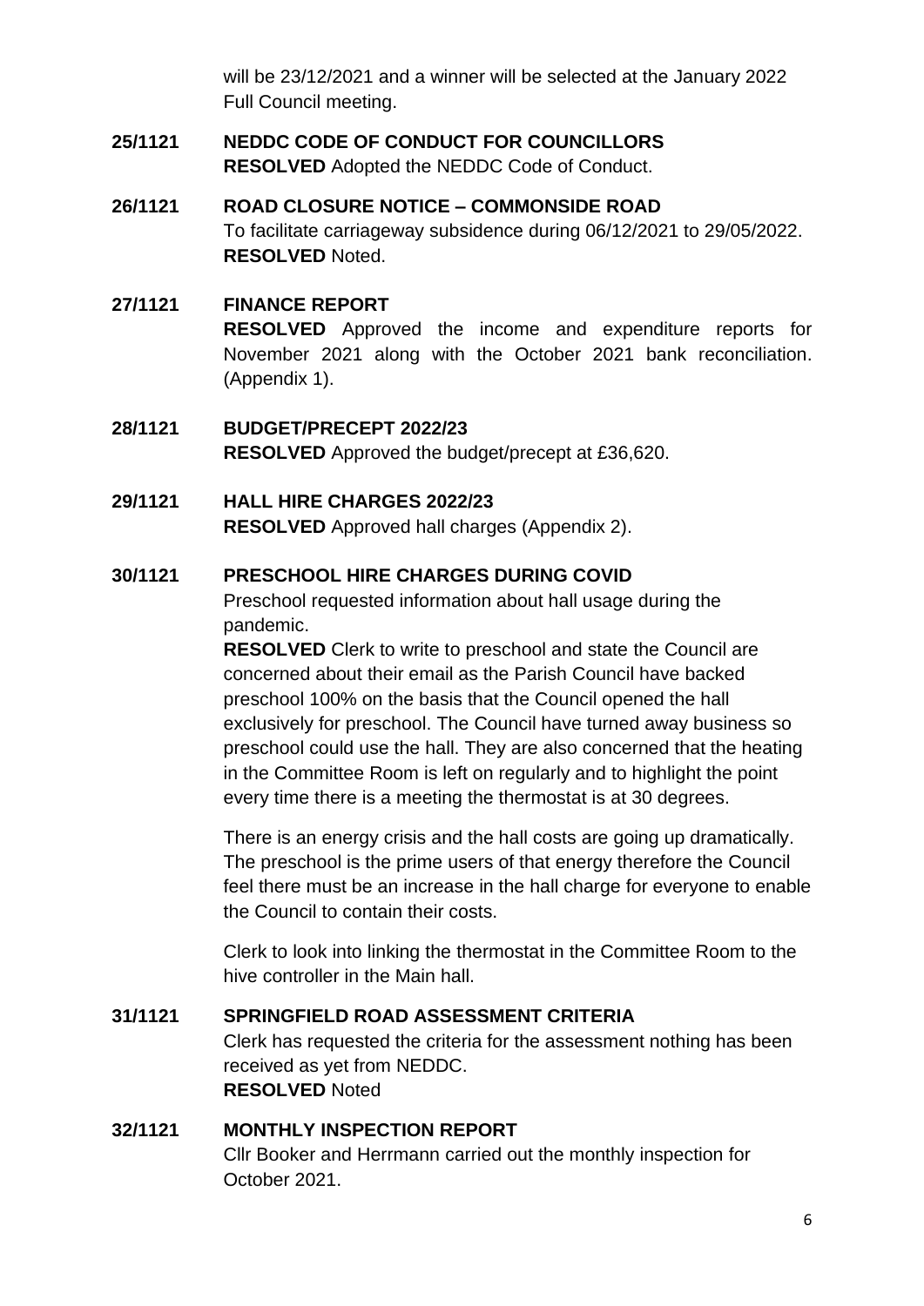will be 23/12/2021 and a winner will be selected at the January 2022 Full Council meeting.

**25/1121 NEDDC CODE OF CONDUCT FOR COUNCILLORS**

**RESOLVED** Adopted the NEDDC Code of Conduct.

**26/1121 ROAD CLOSURE NOTICE – COMMONSIDE ROAD**

To facilitate carriageway subsidence during 06/12/2021 to 29/05/2022.
**RESOLVED** Noted.

**27/1121 FINANCE REPORT**

**RESOLVED** Approved the income and expenditure reports for November 2021 along with the October 2021 bank reconciliation. (Appendix 1).

**28/1121 BUDGET/PRECEPT 2022/23**

**RESOLVED** Approved the budget/precept at £36,620.

**29/1121 HALL HIRE CHARGES 2022/23**

**RESOLVED** Approved hall charges (Appendix 2).

**30/1121 PRESCHOOL HIRE CHARGES DURING COVID**

Preschool requested information about hall usage during the pandemic.

**RESOLVED** Clerk to write to preschool and state the Council are concerned about their email as the Parish Council have backed preschool 100% on the basis that the Council opened the hall exclusively for preschool. The Council have turned away business so preschool could use the hall. They are also concerned that the heating in the Committee Room is left on regularly and to highlight the point every time there is a meeting the thermostat is at 30 degrees.

There is an energy crisis and the hall costs are going up dramatically. The preschool is the prime users of that energy therefore the Council feel there must be an increase in the hall charge for everyone to enable the Council to contain their costs.

Clerk to look into linking the thermostat in the Committee Room to the hive controller in the Main hall.

**31/1121 SPRINGFIELD ROAD ASSESSMENT CRITERIA**

Clerk has requested the criteria for the assessment nothing has been received as yet from NEDDC.
**RESOLVED** Noted

**32/1121 MONTHLY INSPECTION REPORT**

Cllr Booker and Herrmann carried out the monthly inspection for October 2021.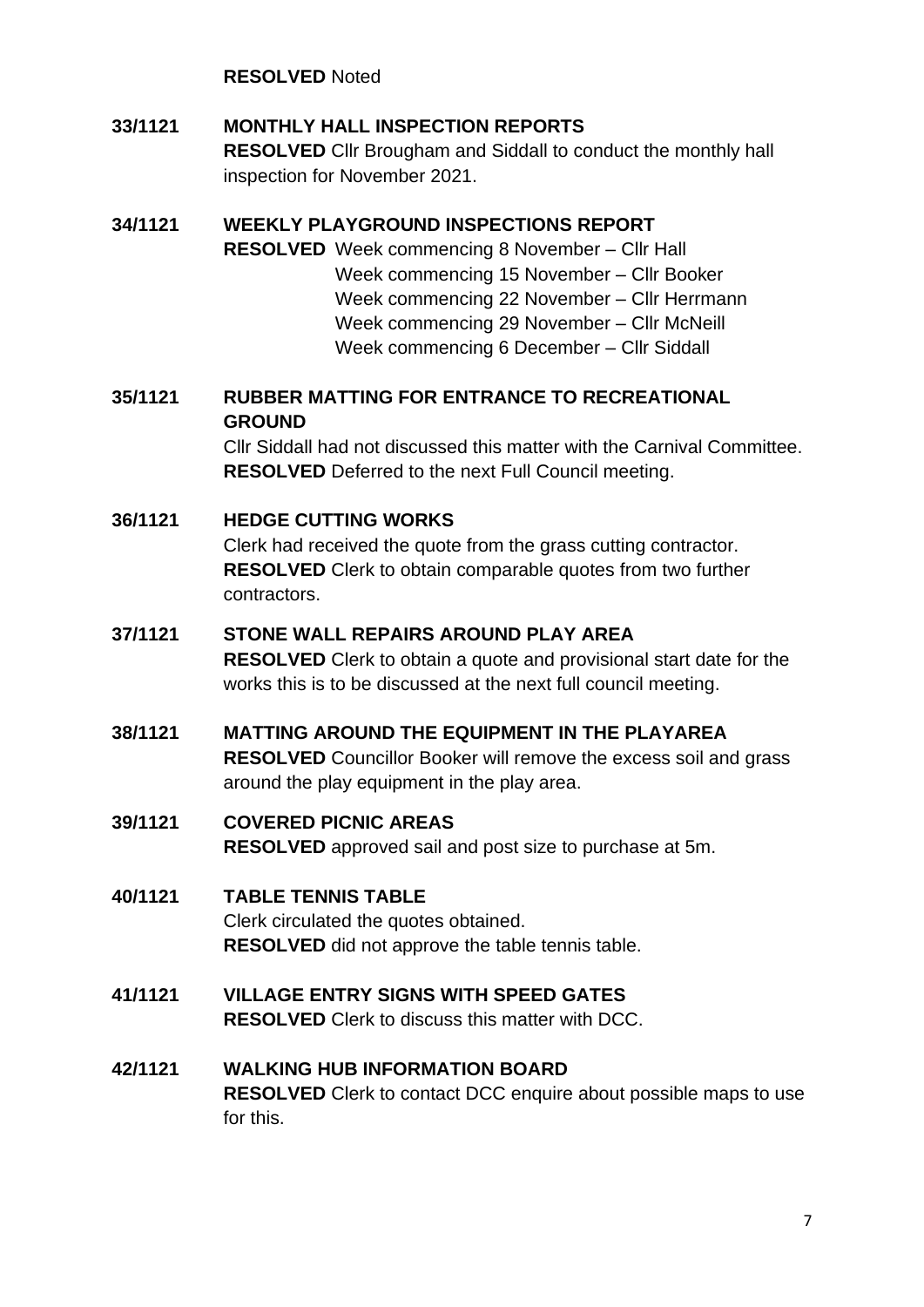**RESOLVED** Noted

**33/1121 MONTHLY HALL INSPECTION REPORTS**

**RESOLVED** Cllr Brougham and Siddall to conduct the monthly hall inspection for November 2021.

**34/1121 WEEKLY PLAYGROUND INSPECTIONS REPORT**

**RESOLVED** Week commencing 8 November – Cllr Hall
Week commencing 15 November – Cllr Booker
Week commencing 22 November – Cllr Herrmann
Week commencing 29 November – Cllr McNeill
Week commencing 6 December – Cllr Siddall

**35/1121 RUBBER MATTING FOR ENTRANCE TO RECREATIONAL GROUND**

Cllr Siddall had not discussed this matter with the Carnival Committee.
**RESOLVED** Deferred to the next Full Council meeting.

**36/1121 HEDGE CUTTING WORKS**

Clerk had received the quote from the grass cutting contractor.
**RESOLVED** Clerk to obtain comparable quotes from two further contractors.

**37/1121 STONE WALL REPAIRS AROUND PLAY AREA**

**RESOLVED** Clerk to obtain a quote and provisional start date for the works this is to be discussed at the next full council meeting.

**38/1121 MATTING AROUND THE EQUIPMENT IN THE PLAYAREA**

**RESOLVED** Councillor Booker will remove the excess soil and grass around the play equipment in the play area.

**39/1121 COVERED PICNIC AREAS**

**RESOLVED** approved sail and post size to purchase at 5m.

**40/1121 TABLE TENNIS TABLE**

Clerk circulated the quotes obtained.
**RESOLVED** did not approve the table tennis table.

**41/1121 VILLAGE ENTRY SIGNS WITH SPEED GATES**

**RESOLVED** Clerk to discuss this matter with DCC.

**42/1121 WALKING HUB INFORMATION BOARD**

**RESOLVED** Clerk to contact DCC enquire about possible maps to use for this.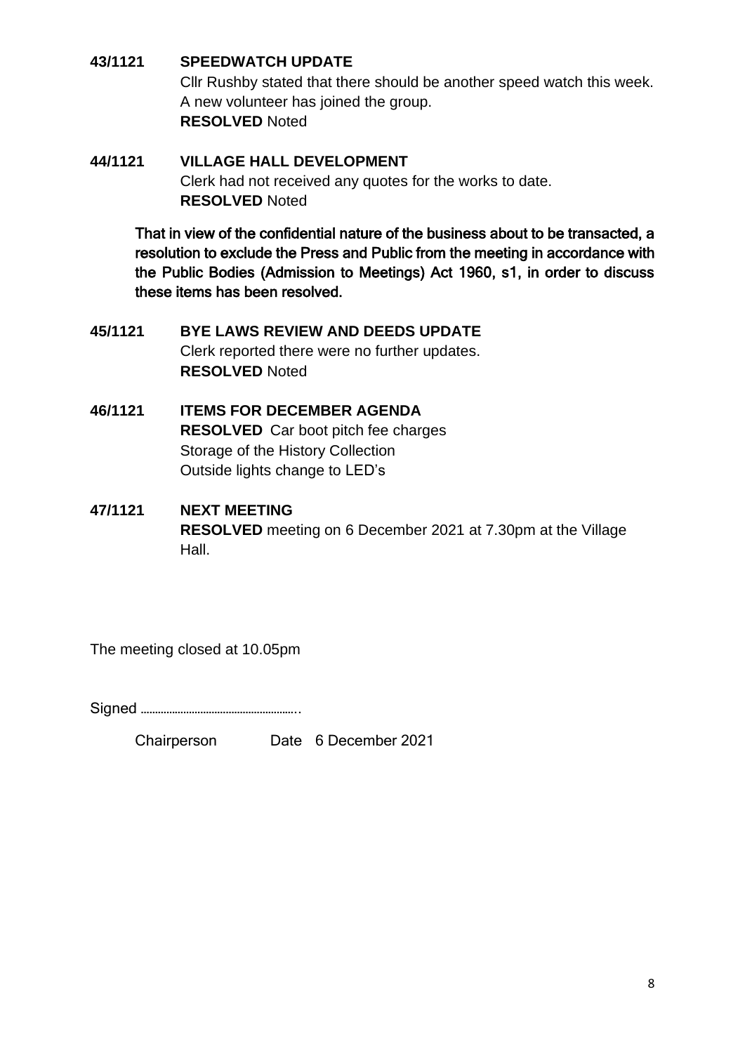**43/1121 SPEEDWATCH UPDATE**

Cllr Rushby stated that there should be another speed watch this week. A new volunteer has joined the group.

**RESOLVED** Noted

**44/1121 VILLAGE HALL DEVELOPMENT**

Clerk had not received any quotes for the works to date.

**RESOLVED** Noted

**That in view of the confidential nature of the business about to be transacted, a resolution to exclude the Press and Public from the meeting in accordance with the Public Bodies (Admission to Meetings) Act 1960, s1, in order to discuss these items has been resolved.**

**45/1121 BYE LAWS REVIEW AND DEEDS UPDATE**

Clerk reported there were no further updates.

**RESOLVED** Noted

**46/1121 ITEMS FOR DECEMBER AGENDA**

**RESOLVED** Car boot pitch fee charges
Storage of the History Collection
Outside lights change to LED's

**47/1121 NEXT MEETING**

**RESOLVED** meeting on 6 December 2021 at 7.30pm at the Village Hall.

The meeting closed at 10.05pm

Signed ……………………………………………..

Chairperson Date 6 December 2021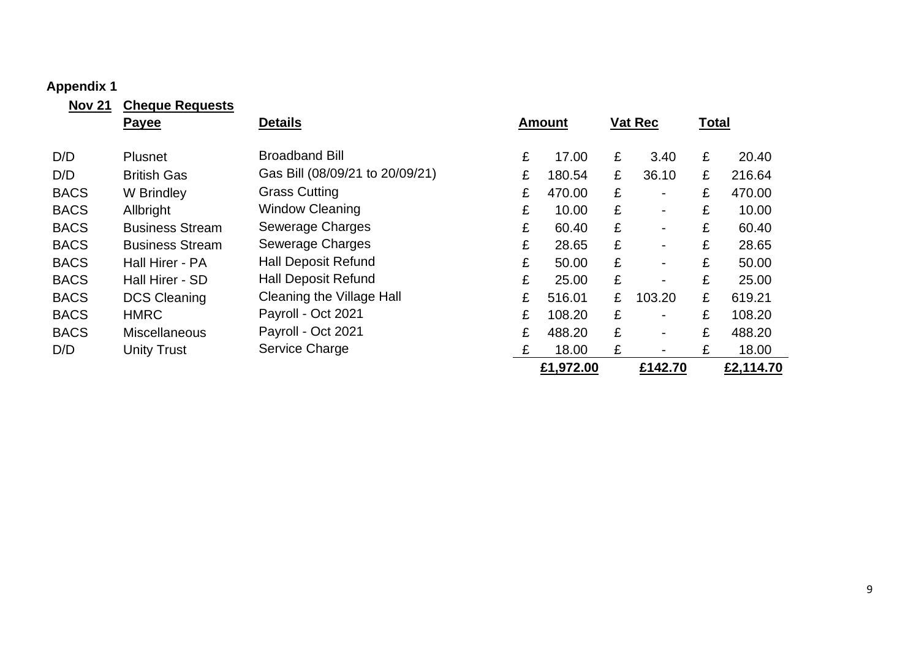**Appendix 1**

| Nov 21 | Cheque Requests | | | | |
|---|---|---|---|---|---|
| | **Payee** | **Details** | **Amount** | **Vat Rec** | **Total** |
| D/D | Plusnet | Broadband Bill | £ 17.00 | £ 3.40 | £ 20.40 |
| D/D | British Gas | Gas Bill (08/09/21 to 20/09/21) | £ 180.54 | £ 36.10 | £ 216.64 |
| BACS | W Brindley | Grass Cutting | £ 470.00 | £ - | £ 470.00 |
| BACS | Allbright | Window Cleaning | £ 10.00 | £ - | £ 10.00 |
| BACS | Business Stream | Sewerage Charges | £ 60.40 | £ - | £ 60.40 |
| BACS | Business Stream | Sewerage Charges | £ 28.65 | £ - | £ 28.65 |
| BACS | Hall Hirer - PA | Hall Deposit Refund | £ 50.00 | £ - | £ 50.00 |
| BACS | Hall Hirer - SD | Hall Deposit Refund | £ 25.00 | £ - | £ 25.00 |
| BACS | DCS Cleaning | Cleaning the Village Hall | £ 516.01 | £ 103.20 | £ 619.21 |
| BACS | HMRC | Payroll - Oct 2021 | £ 108.20 | £ - | £ 108.20 |
| BACS | Miscellaneous | Payroll - Oct 2021 | £ 488.20 | £ - | £ 488.20 |
| D/D | Unity Trust | Service Charge | £ 18.00 | £ - | £ 18.00 |
| | | | **£1,972.00** | **£142.70** | **£2,114.70** |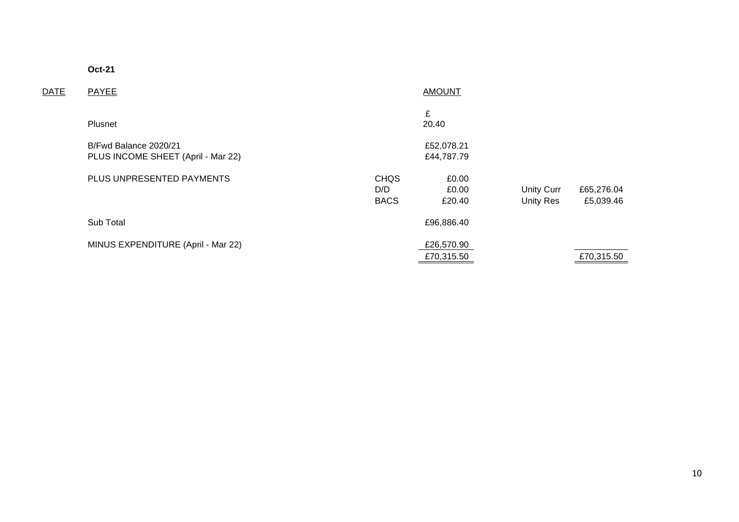**Oct-21**

| DATE | PAYEE | | AMOUNT | | |
|---|---|---|---|---|---|
| | | | £ | | |
| | Plusnet | | 20.40 | | |
| | B/Fwd Balance 2020/21 | | £52,078.21 | | |
| | PLUS INCOME SHEET (April - Mar 22) | | £44,787.79 | | |
| | PLUS UNPRESENTED PAYMENTS | CHQS | £0.00 | | |
| | | D/D | £0.00 | Unity Curr | £65,276.04 |
| | | BACS | £20.40 | Unity Res | £5,039.46 |
| | Sub Total | | £96,886.40 | | |
| | MINUS EXPENDITURE (April - Mar 22) | | £26,570.90 | | |
| | | | £70,315.50 | | £70,315.50 |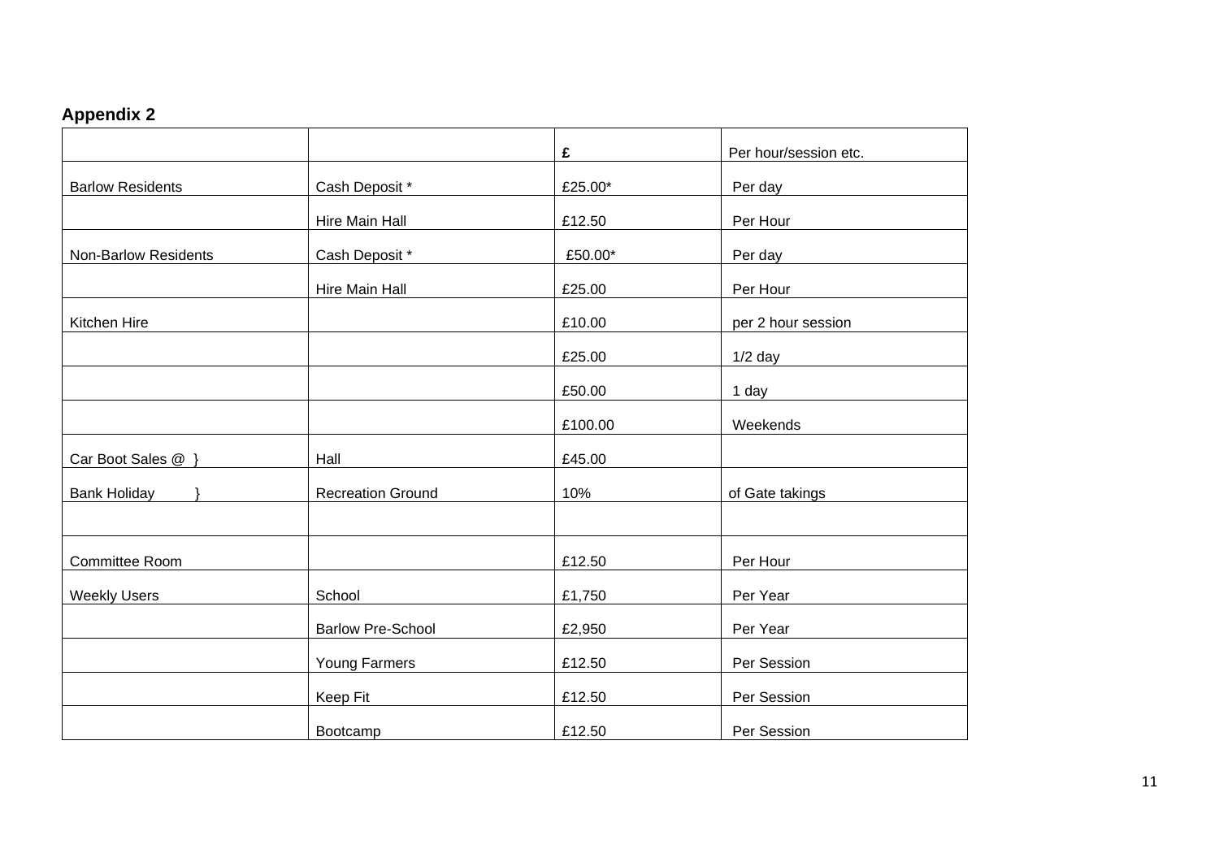**Appendix 2**

| | | £ | Per hour/session etc. |
|---|---|---|---|
| Barlow Residents | Cash Deposit * | £25.00* | Per day |
| | Hire Main Hall | £12.50 | Per Hour |
| Non-Barlow Residents | Cash Deposit * | £50.00* | Per day |
| | Hire Main Hall | £25.00 | Per Hour |
| Kitchen Hire | | £10.00 | per 2 hour session |
| | | £25.00 | 1/2 day |
| | | £50.00 | 1 day |
| | | £100.00 | Weekends |
| Car Boot Sales @ } | Hall | £45.00 | |
| Bank Holiday } | Recreation Ground | 10% | of Gate takings |
| | | | |
| Committee Room | | £12.50 | Per Hour |
| Weekly Users | School | £1,750 | Per Year |
| | Barlow Pre-School | £2,950 | Per Year |
| | Young Farmers | £12.50 | Per Session |
| | Keep Fit | £12.50 | Per Session |
| | Bootcamp | £12.50 | Per Session |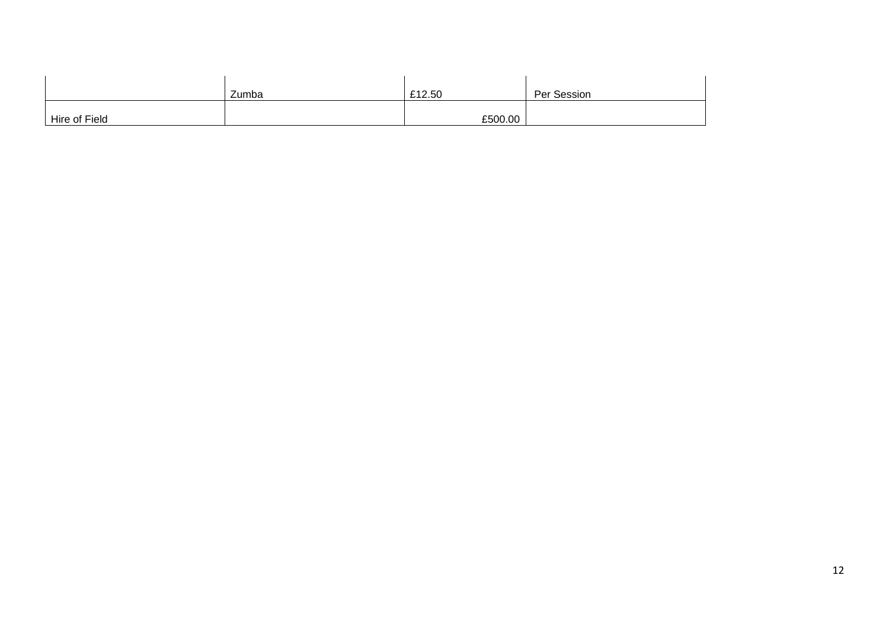| | | | |
|---|---|---|---|
| | Zumba | £12.50 | Per Session |
| Hire of Field | | £500.00 | |